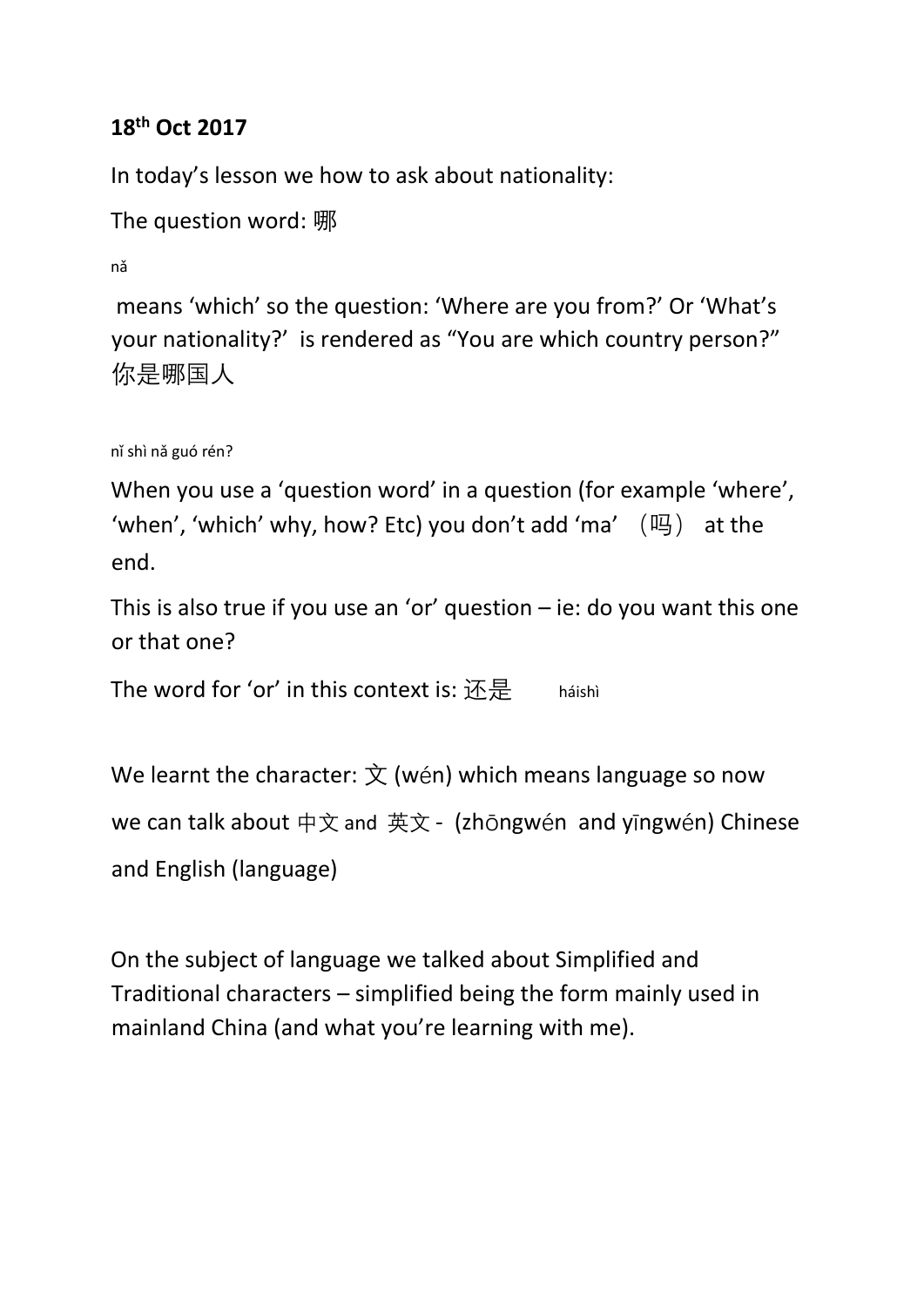**18th Oct 2017**

In today's lesson we how to ask about nationality:

The question word: 哪

nǎ

means 'which' so the question: 'Where are you from?' Or 'What's your nationality?' is rendered as "You are which country person?" 你是哪国人

nǐ shì nǎ guó rén?

When you use a 'question word' in a question (for example 'where', 'when', 'which' why, how? Etc) you don't add 'ma' （吗） at the end.

This is also true if you use an 'or' question – ie: do you want this one or that one?

The word for 'or' in this context is: 还是 háishì

We learnt the character: 文 (wén) which means language so now we can talk about 中文 and 英文 - (zhōngwén and yīngwén) Chinese and English (language)

On the subject of language we talked about Simplified and Traditional characters – simplified being the form mainly used in mainland China (and what you're learning with me).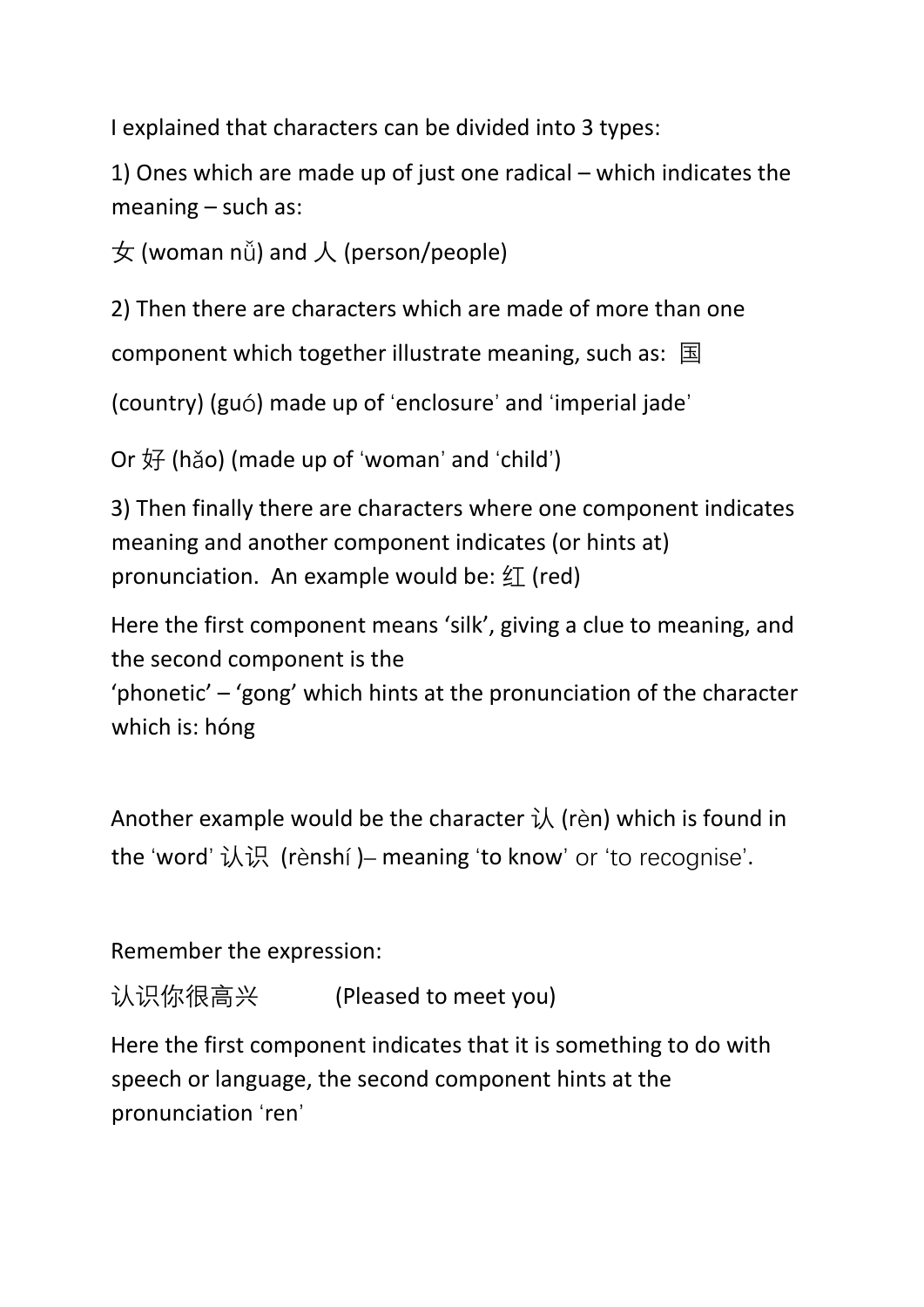I explained that characters can be divided into 3 types:

1) Ones which are made up of just one radical – which indicates the meaning – such as:

女 (woman nǚ) and 人 (person/people)

2) Then there are characters which are made of more than one component which together illustrate meaning, such as: 国 (country) (guó) made up of 'enclosure' and 'imperial jade'

Or 好 (hǎo) (made up of 'woman' and 'child')

3) Then finally there are characters where one component indicates meaning and another component indicates (or hints at) pronunciation. An example would be: 红 (red)

Here the first component means 'silk', giving a clue to meaning, and the second component is the 'phonetic' – 'gong' which hints at the pronunciation of the character which is: hóng

Another example would be the character 认 (rèn) which is found in the 'word' 认识 (rènshí )– meaning 'to know' or 'to recognise'.

Remember the expression:

认识你很高兴 (Pleased to meet you)

Here the first component indicates that it is something to do with speech or language, the second component hints at the pronunciation 'ren'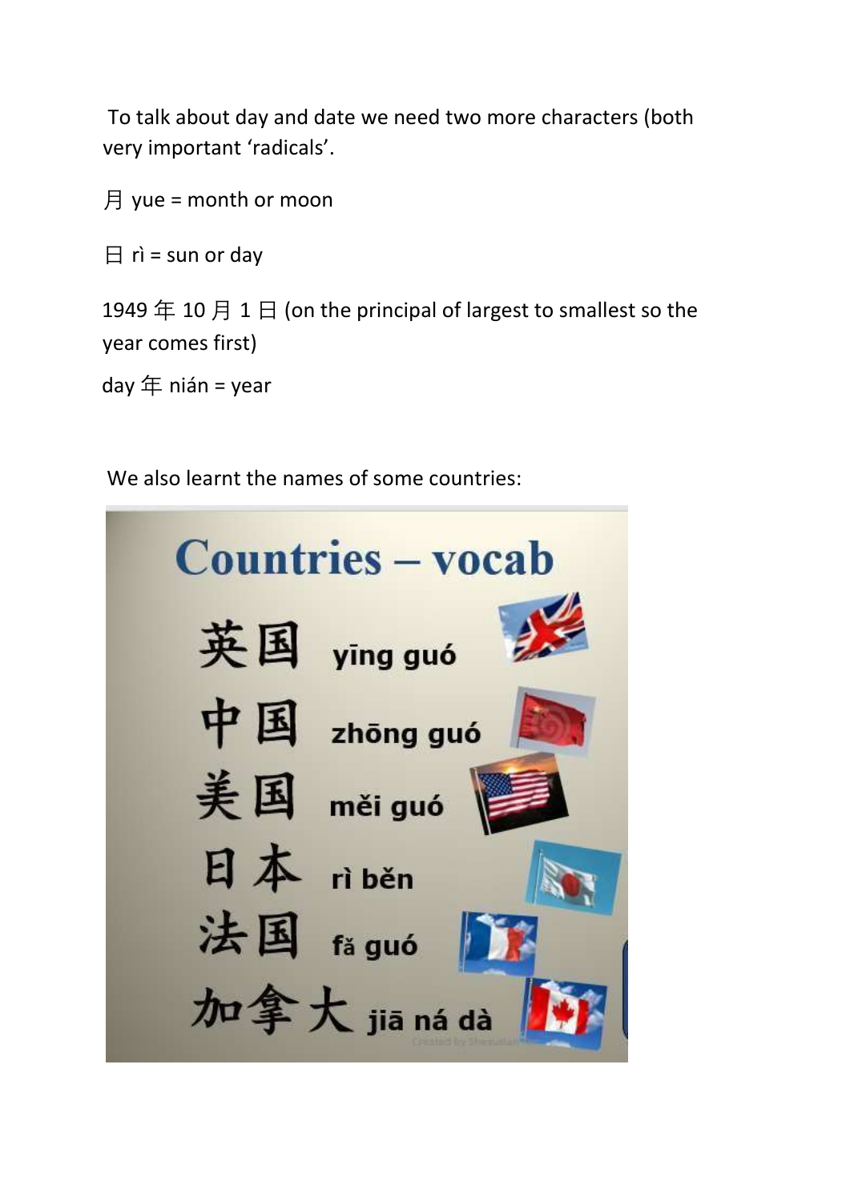To talk about day and date we need two more characters (both very important 'radicals'.

月 yue = month or moon

日 rì = sun or day

1949 年 10 月 1 日 (on the principal of largest to smallest so the year comes first)

day 年 nián = year

We also learnt the names of some countries:

## Countries – vocab

英国 yīng guó

中国 zhōng guó

美国 měi guó

日本 rì běn

法国 fǎ guó

加拿大 jiā ná dà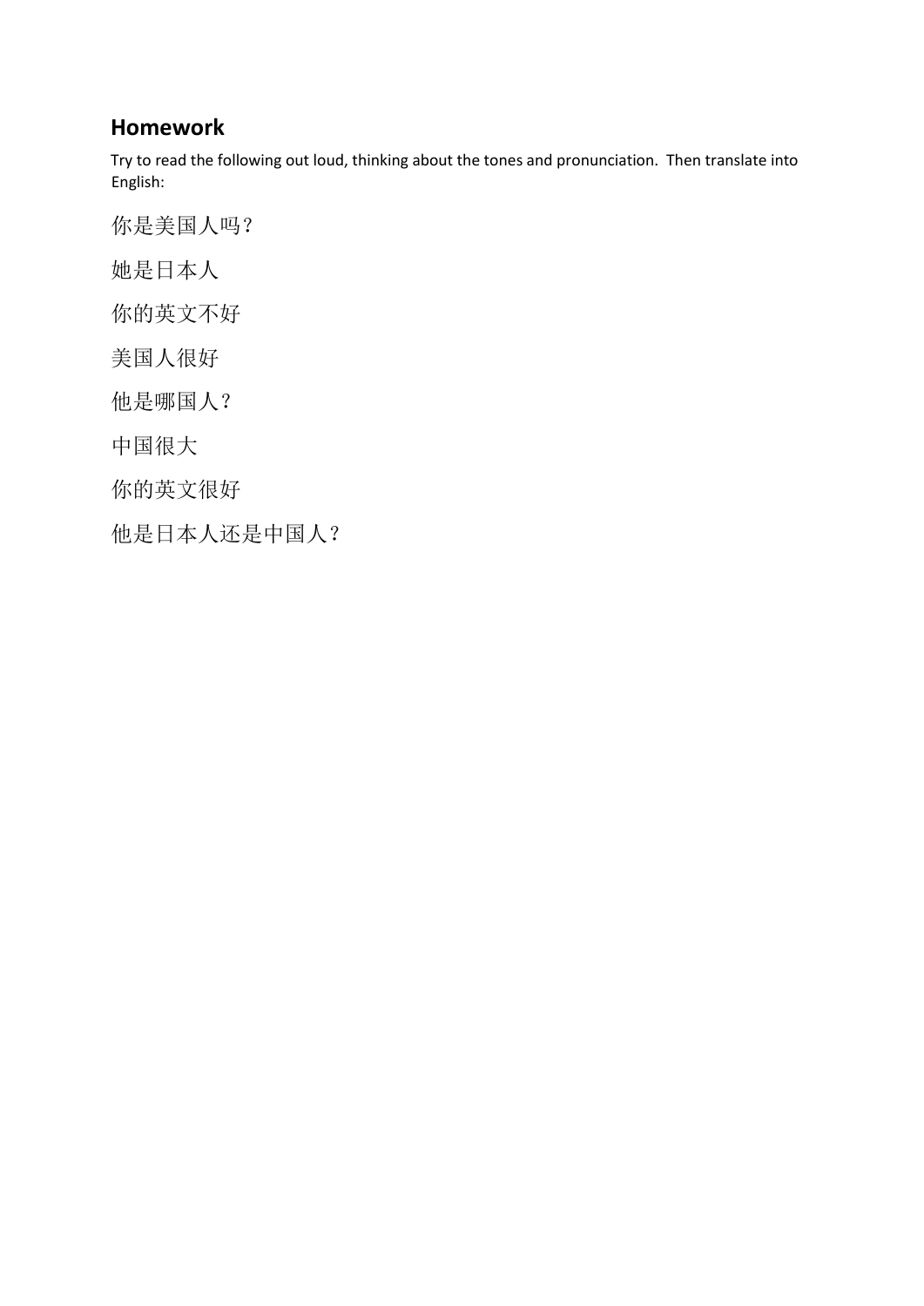## Homework

Try to read the following out loud, thinking about the tones and pronunciation. Then translate into English:

你是美国人吗？

她是日本人

你的英文不好

美国人很好

他是哪国人？

中国很大

你的英文很好

他是日本人还是中国人？